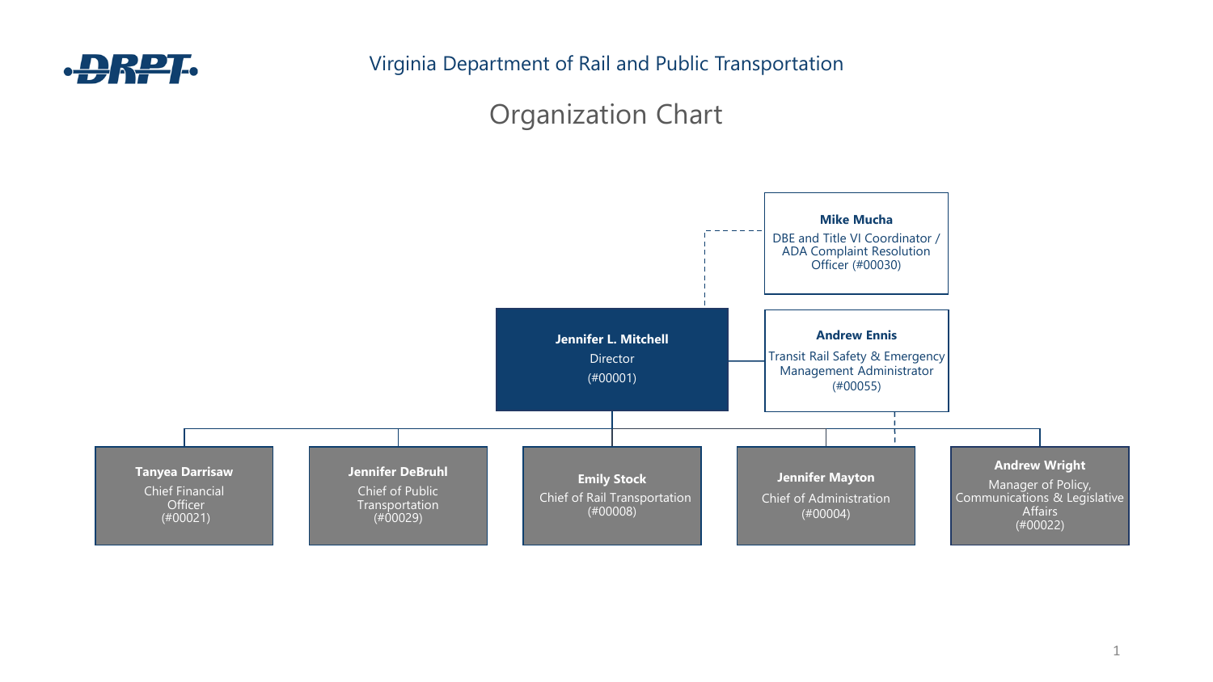DRPT

# Virginia Department of Rail and Public Transportation

## Organization Chart

**Mike Mucha**
DBE and Title VI Coordinator / ADA Complaint Resolution Officer (#00030)

**Jennifer L. Mitchell**
Director
(#00001)

**Andrew Ennis**
Transit Rail Safety & Emergency Management Administrator
(#00055)

**Tanyea Darrisaw**
Chief Financial Officer
(#00021)

**Jennifer DeBruhl**
Chief of Public Transportation
(#00029)

**Emily Stock**
Chief of Rail Transportation
(#00008)

**Jennifer Mayton**
Chief of Administration
(#00004)

**Andrew Wright**
Manager of Policy, Communications & Legislative Affairs
(#00022)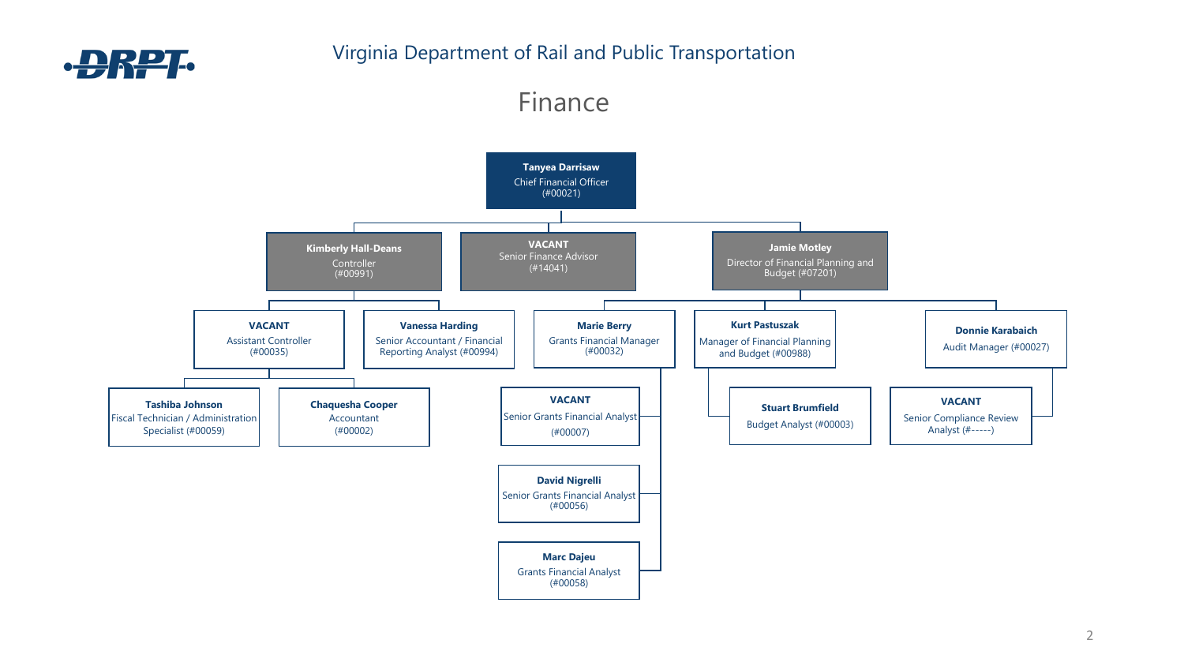# Virginia Department of Rail and Public Transportation

## Finance

**Tanyea Darrisaw**
Chief Financial Officer
(#00021)

- **Kimberly Hall-Deans**
  Controller
  (#00991)
  - **VACANT**
    Assistant Controller
    (#00035)
    - **Tashiba Johnson**
      Fiscal Technician / Administration Specialist (#00059)
    - **Chaquesha Cooper**
      Accountant
      (#00002)
  - **Vanessa Harding**
    Senior Accountant / Financial Reporting Analyst (#00994)
- **VACANT**
  Senior Finance Advisor
  (#14041)
- **Jamie Motley**
  Director of Financial Planning and Budget (#07201)
  - **Marie Berry**
    Grants Financial Manager
    (#00032)
    - **VACANT**
      Senior Grants Financial Analyst
      (#00007)
    - **David Nigrelli**
      Senior Grants Financial Analyst
      (#00056)
    - **Marc Dajeu**
      Grants Financial Analyst
      (#00058)
  - **Kurt Pastuszak**
    Manager of Financial Planning and Budget (#00988)
    - **Stuart Brumfield**
      Budget Analyst (#00003)
  - **Donnie Karabaich**
    Audit Manager (#00027)
    - **VACANT**
      Senior Compliance Review Analyst (#-----)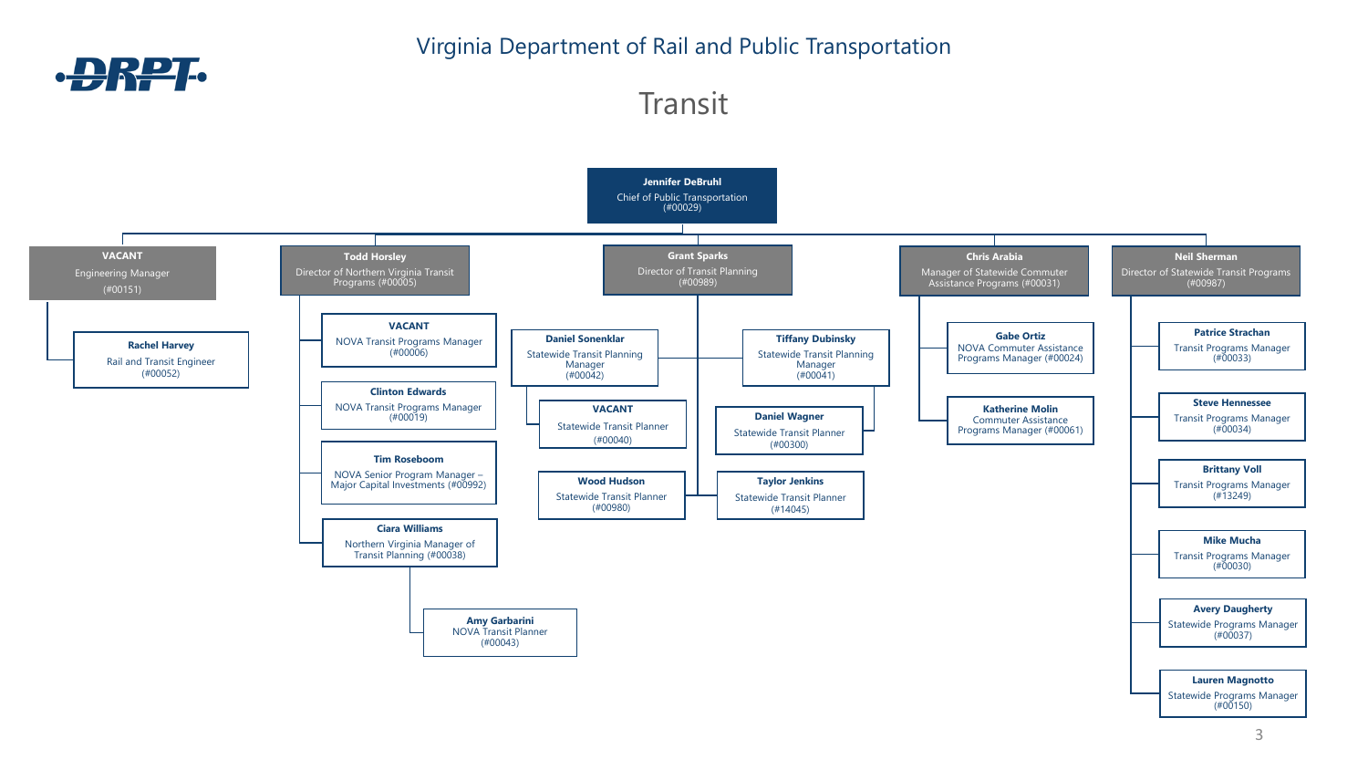# Virginia Department of Rail and Public Transportation

## Transit

**Jennifer DeBruhl**
Chief of Public Transportation (#00029)

- **VACANT**
  Engineering Manager (#00151)
  - **Rachel Harvey**
    Rail and Transit Engineer (#00052)

- **Todd Horsley**
  Director of Northern Virginia Transit Programs (#00005)
  - **VACANT**
    NOVA Transit Programs Manager (#00006)
  - **Clinton Edwards**
    NOVA Transit Programs Manager (#00019)
  - **Tim Roseboom**
    NOVA Senior Program Manager – Major Capital Investments (#00992)
  - **Ciara Williams**
    Northern Virginia Manager of Transit Planning (#00038)
    - **Amy Garbarini**
      NOVA Transit Planner (#00043)

- **Grant Sparks**
  Director of Transit Planning (#00989)
  - **Daniel Sonenklar**
    Statewide Transit Planning Manager (#00042)
    - **VACANT**
      Statewide Transit Planner (#00040)
  - **Tiffany Dubinsky**
    Statewide Transit Planning Manager (#00041)
    - **Daniel Wagner**
      Statewide Transit Planner (#00300)
  - **Wood Hudson**
    Statewide Transit Planner (#00980)
  - **Taylor Jenkins**
    Statewide Transit Planner (#14045)

- **Chris Arabia**
  Manager of Statewide Commuter Assistance Programs (#00031)
  - **Gabe Ortiz**
    NOVA Commuter Assistance Programs Manager (#00024)
  - **Katherine Molin**
    Commuter Assistance Programs Manager (#00061)

- **Neil Sherman**
  Director of Statewide Transit Programs (#00987)
  - **Patrice Strachan**
    Transit Programs Manager (#00033)
  - **Steve Hennessee**
    Transit Programs Manager (#00034)
  - **Brittany Voll**
    Transit Programs Manager (#13249)
  - **Mike Mucha**
    Transit Programs Manager (#00030)
  - **Avery Daugherty**
    Statewide Programs Manager (#00037)
  - **Lauren Magnotto**
    Statewide Programs Manager (#00150)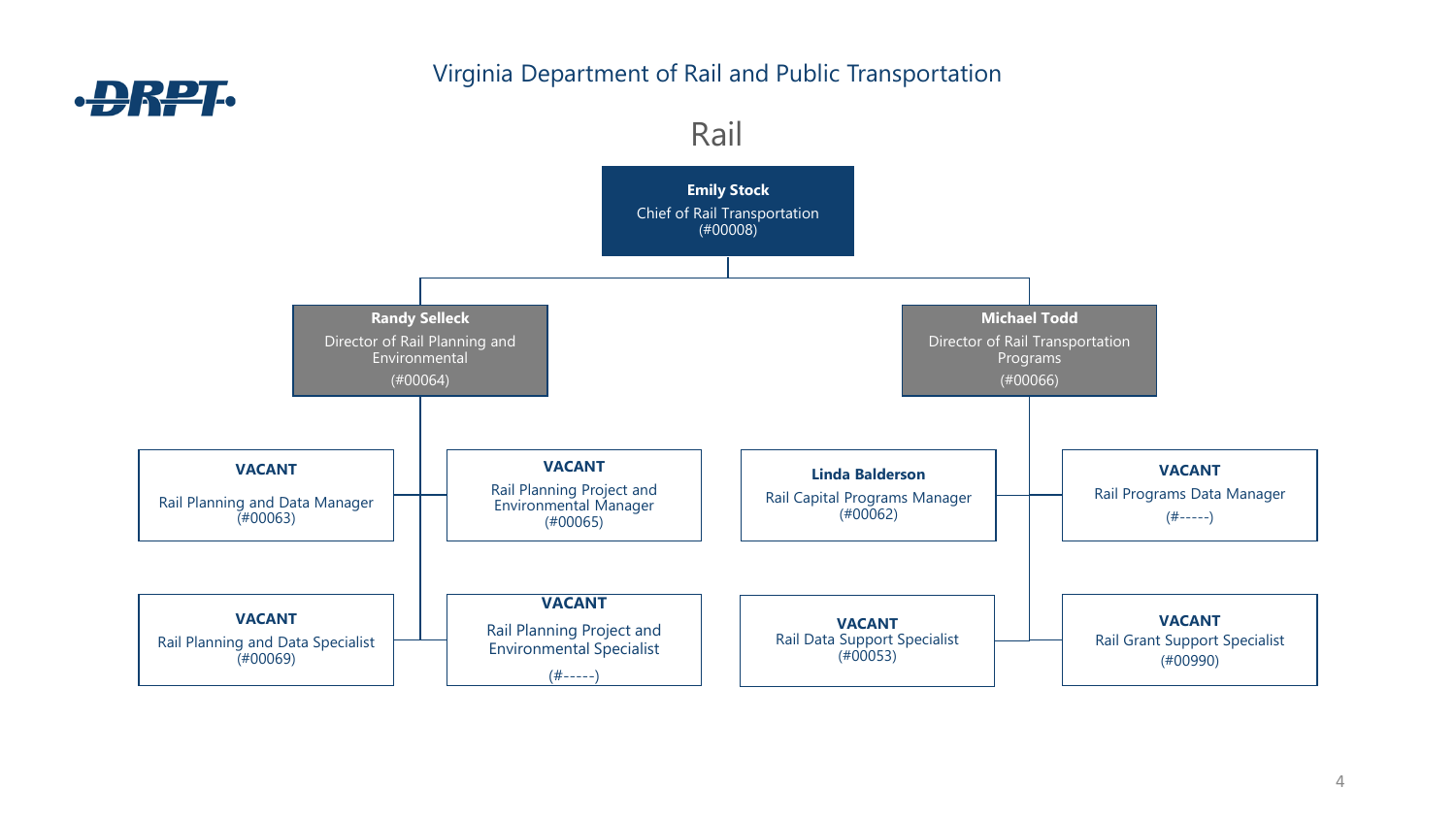Virginia Department of Rail and Public Transportation

# Rail

**Emily Stock**
Chief of Rail Transportation
(#00008)

- **Randy Selleck**
  Director of Rail Planning and Environmental
  (#00064)
  - **VACANT**
    Rail Planning and Data Manager
    (#00063)
  - **VACANT**
    Rail Planning Project and Environmental Manager
    (#00065)
  - **VACANT**
    Rail Planning and Data Specialist
    (#00069)
  - **VACANT**
    Rail Planning Project and Environmental Specialist
    (#-----)

- **Michael Todd**
  Director of Rail Transportation Programs
  (#00066)
  - **Linda Balderson**
    Rail Capital Programs Manager
    (#00062)
  - **VACANT**
    Rail Programs Data Manager
    (#-----)
  - **VACANT**
    Rail Data Support Specialist
    (#00053)
  - **VACANT**
    Rail Grant Support Specialist
    (#00990)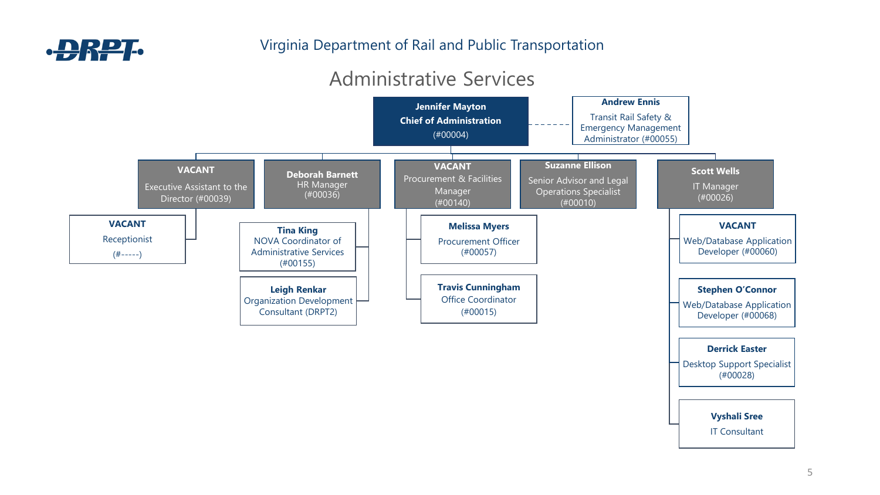Virginia Department of Rail and Public Transportation

# Administrative Services

**Jennifer Mayton**
**Chief of Administration**
(#00004)

**Andrew Ennis**
Transit Rail Safety & Emergency Management Administrator (#00055)

**VACANT**
Executive Assistant to the Director (#00039)

- **VACANT**
  Receptionist
  (#-----)

**Deborah Barnett**
HR Manager
(#00036)

- **Tina King**
  NOVA Coordinator of Administrative Services
  (#00155)
- **Leigh Renkar**
  Organization Development Consultant (DRPT2)

**VACANT**
Procurement & Facilities Manager
(#00140)

- **Melissa Myers**
  Procurement Officer
  (#00057)
- **Travis Cunningham**
  Office Coordinator
  (#00015)

**Suzanne Ellison**
Senior Advisor and Legal Operations Specialist
(#00010)

**Scott Wells**
IT Manager
(#00026)

- **VACANT**
  Web/Database Application Developer (#00060)
- **Stephen O'Connor**
  Web/Database Application Developer (#00068)
- **Derrick Easter**
  Desktop Support Specialist
  (#00028)
- **Vyshali Sree**
  IT Consultant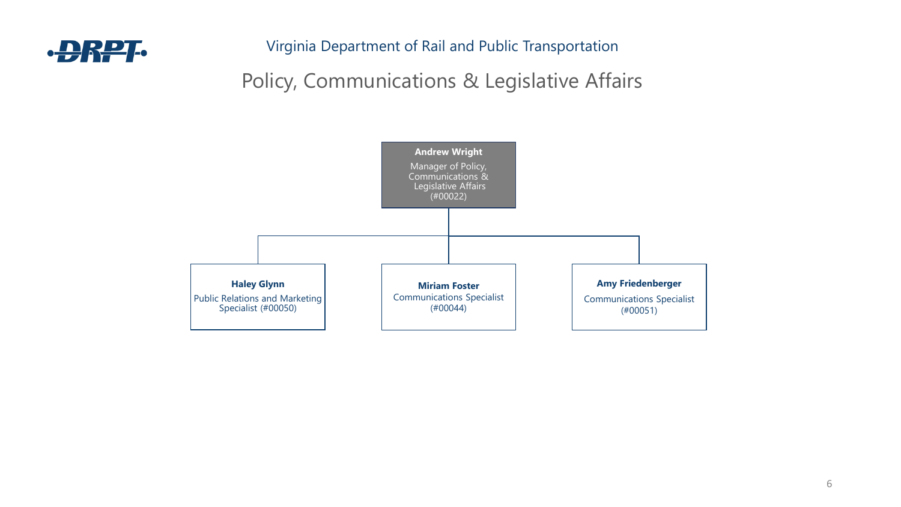Virginia Department of Rail and Public Transportation

# Policy, Communications & Legislative Affairs

**Andrew Wright**
Manager of Policy, Communications & Legislative Affairs (#00022)

- **Haley Glynn**
  Public Relations and Marketing Specialist (#00050)
- **Miriam Foster**
  Communications Specialist (#00044)
- **Amy Friedenberger**
  Communications Specialist (#00051)